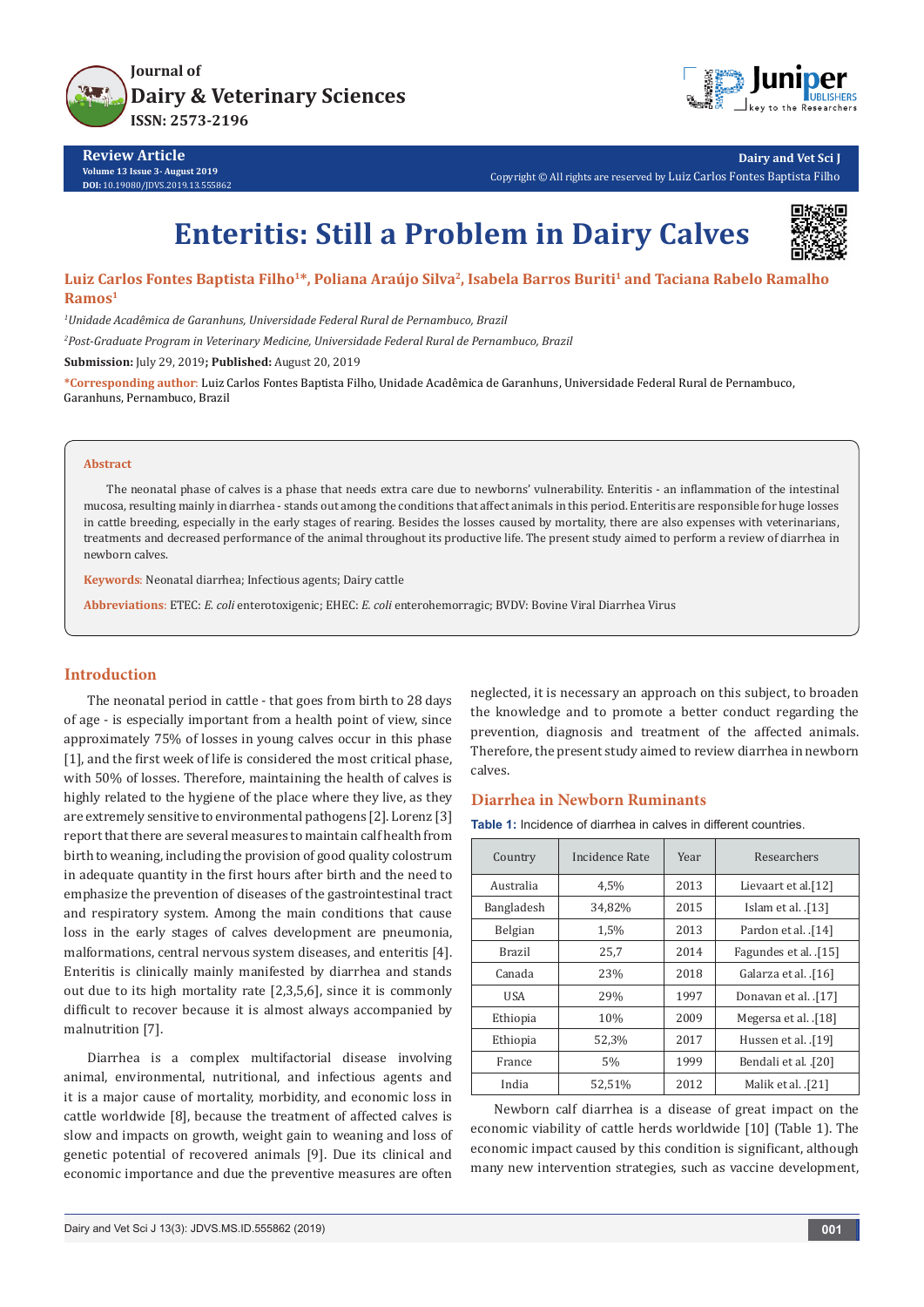Review Article

# Enteritis: Still a Problem in Dairy Calves

**Luiz Carlos Fontes Baptista Filho[1]\*, Poliana Araújo Silva[2], Isabela Barros Buriti[1] and Taciana Rabelo Ramalho Ramos[1]**

[1]*Unidade Acadêmica de Garanhuns, Universidade Federal Rural de Pernambuco, Brazil*

[2]*Post-Graduate Program in Veterinary Medicine, Universidade Federal Rural de Pernambuco, Brazil*

**Submission:** July 29, 2019; **Published:** August 20, 2019

**\*Corresponding author:** Luiz Carlos Fontes Baptista Filho, Unidade Acadêmica de Garanhuns, Universidade Federal Rural de Pernambuco, Garanhuns, Pernambuco, Brazil

## Abstract

The neonatal phase of calves is a phase that needs extra care due to newborns' vulnerability. Enteritis - an inflammation of the intestinal mucosa, resulting mainly in diarrhea - stands out among the conditions that affect animals in this period. Enteritis are responsible for huge losses in cattle breeding, especially in the early stages of rearing. Besides the losses caused by mortality, there are also expenses with veterinarians, treatments and decreased performance of the animal throughout its productive life. The present study aimed to perform a review of diarrhea in newborn calves.

**Keywords**: Neonatal diarrhea; Infectious agents; Dairy cattle

**Abbreviations**: ETEC: *E. coli* enterotoxigenic; EHEC: *E. coli* enterohemorragic; BVDV: Bovine Viral Diarrhea Virus

## Introduction

The neonatal period in cattle - that goes from birth to 28 days of age - is especially important from a health point of view, since approximately 75% of losses in young calves occur in this phase [1], and the first week of life is considered the most critical phase, with 50% of losses. Therefore, maintaining the health of calves is highly related to the hygiene of the place where they live, as they are extremely sensitive to environmental pathogens [2]. Lorenz [3] report that there are several measures to maintain calf health from birth to weaning, including the provision of good quality colostrum in adequate quantity in the first hours after birth and the need to emphasize the prevention of diseases of the gastrointestinal tract and respiratory system. Among the main conditions that cause loss in the early stages of calves development are pneumonia, malformations, central nervous system diseases, and enteritis [4]. Enteritis is clinically mainly manifested by diarrhea and stands out due to its high mortality rate [2,3,5,6], since it is commonly difficult to recover because it is almost always accompanied by malnutrition [7].

Diarrhea is a complex multifactorial disease involving animal, environmental, nutritional, and infectious agents and it is a major cause of mortality, morbidity, and economic loss in cattle worldwide [8], because the treatment of affected calves is slow and impacts on growth, weight gain to weaning and loss of genetic potential of recovered animals [9]. Due its clinical and economic importance and due the preventive measures are often neglected, it is necessary an approach on this subject, to broaden the knowledge and to promote a better conduct regarding the prevention, diagnosis and treatment of the affected animals. Therefore, the present study aimed to review diarrhea in newborn calves.

## Diarrhea in Newborn Ruminants

**Table 1:** Incidence of diarrhea in calves in different countries.

| Country | Incidence Rate | Year | Researchers |
|---|---|---|---|
| Australia | 4,5% | 2013 | Lievaart et al.[12] |
| Bangladesh | 34,82% | 2015 | Islam et al. .[13] |
| Belgian | 1,5% | 2013 | Pardon et al. .[14] |
| Brazil | 25,7 | 2014 | Fagundes et al. .[15] |
| Canada | 23% | 2018 | Galarza et al. .[16] |
| USA | 29% | 1997 | Donavan et al. .[17] |
| Ethiopia | 10% | 2009 | Megersa et al. .[18] |
| Ethiopia | 52,3% | 2017 | Hussen et al. .[19] |
| France | 5% | 1999 | Bendali et al. .[20] |
| India | 52,51% | 2012 | Malik et al. .[21] |

Newborn calf diarrhea is a disease of great impact on the economic viability of cattle herds worldwide [10] (Table 1). The economic impact caused by this condition is significant, although many new intervention strategies, such as vaccine development,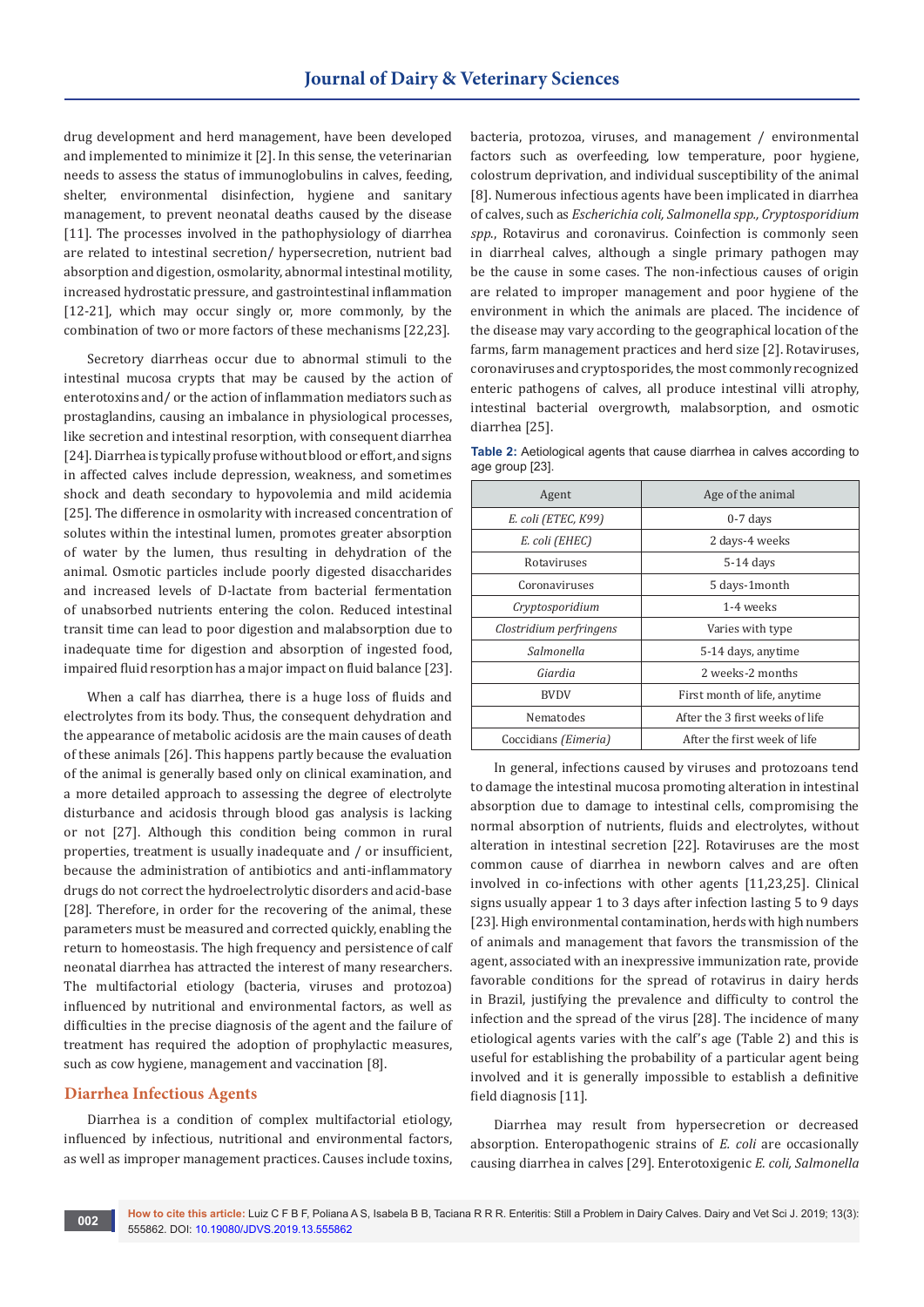drug development and herd management, have been developed and implemented to minimize it [2]. In this sense, the veterinarian needs to assess the status of immunoglobulins in calves, feeding, shelter, environmental disinfection, hygiene and sanitary management, to prevent neonatal deaths caused by the disease [11]. The processes involved in the pathophysiology of diarrhea are related to intestinal secretion/ hypersecretion, nutrient bad absorption and digestion, osmolarity, abnormal intestinal motility, increased hydrostatic pressure, and gastrointestinal inflammation [12-21], which may occur singly or, more commonly, by the combination of two or more factors of these mechanisms [22,23].

Secretory diarrheas occur due to abnormal stimuli to the intestinal mucosa crypts that may be caused by the action of enterotoxins and/ or the action of inflammation mediators such as prostaglandins, causing an imbalance in physiological processes, like secretion and intestinal resorption, with consequent diarrhea [24]. Diarrhea is typically profuse without blood or effort, and signs in affected calves include depression, weakness, and sometimes shock and death secondary to hypovolemia and mild acidemia [25]. The difference in osmolarity with increased concentration of solutes within the intestinal lumen, promotes greater absorption of water by the lumen, thus resulting in dehydration of the animal. Osmotic particles include poorly digested disaccharides and increased levels of D-lactate from bacterial fermentation of unabsorbed nutrients entering the colon. Reduced intestinal transit time can lead to poor digestion and malabsorption due to inadequate time for digestion and absorption of ingested food, impaired fluid resorption has a major impact on fluid balance [23].

When a calf has diarrhea, there is a huge loss of fluids and electrolytes from its body. Thus, the consequent dehydration and the appearance of metabolic acidosis are the main causes of death of these animals [26]. This happens partly because the evaluation of the animal is generally based only on clinical examination, and a more detailed approach to assessing the degree of electrolyte disturbance and acidosis through blood gas analysis is lacking or not [27]. Although this condition being common in rural properties, treatment is usually inadequate and / or insufficient, because the administration of antibiotics and anti-inflammatory drugs do not correct the hydroelectrolytic disorders and acid-base [28]. Therefore, in order for the recovering of the animal, these parameters must be measured and corrected quickly, enabling the return to homeostasis. The high frequency and persistence of calf neonatal diarrhea has attracted the interest of many researchers. The multifactorial etiology (bacteria, viruses and protozoa) influenced by nutritional and environmental factors, as well as difficulties in the precise diagnosis of the agent and the failure of treatment has required the adoption of prophylactic measures, such as cow hygiene, management and vaccination [8].

## Diarrhea Infectious Agents

Diarrhea is a condition of complex multifactorial etiology, influenced by infectious, nutritional and environmental factors, as well as improper management practices. Causes include toxins, bacteria, protozoa, viruses, and management / environmental factors such as overfeeding, low temperature, poor hygiene, colostrum deprivation, and individual susceptibility of the animal [8]. Numerous infectious agents have been implicated in diarrhea of calves, such as *Escherichia coli, Salmonella spp., Cryptosporidium spp.*, Rotavirus and coronavirus. Coinfection is commonly seen in diarrheal calves, although a single primary pathogen may be the cause in some cases. The non-infectious causes of origin are related to improper management and poor hygiene of the environment in which the animals are placed. The incidence of the disease may vary according to the geographical location of the farms, farm management practices and herd size [2]. Rotaviruses, coronaviruses and cryptosporides, the most commonly recognized enteric pathogens of calves, all produce intestinal villi atrophy, intestinal bacterial overgrowth, malabsorption, and osmotic diarrhea [25].

**Table 2:** Aetiological agents that cause diarrhea in calves according to age group [23].

| Agent | Age of the animal |
|---|---|
| *E. coli (ETEC, K99)* | 0-7 days |
| *E. coli (EHEC)* | 2 days-4 weeks |
| Rotaviruses | 5-14 days |
| Coronaviruses | 5 days-1month |
| *Cryptosporidium* | 1-4 weeks |
| *Clostridium perfringens* | Varies with type |
| *Salmonella* | 5-14 days, anytime |
| *Giardia* | 2 weeks-2 months |
| BVDV | First month of life, anytime |
| Nematodes | After the 3 first weeks of life |
| Coccidians *(Eimeria)* | After the first week of life |

In general, infections caused by viruses and protozoans tend to damage the intestinal mucosa promoting alteration in intestinal absorption due to damage to intestinal cells, compromising the normal absorption of nutrients, fluids and electrolytes, without alteration in intestinal secretion [22]. Rotaviruses are the most common cause of diarrhea in newborn calves and are often involved in co-infections with other agents [11,23,25]. Clinical signs usually appear 1 to 3 days after infection lasting 5 to 9 days [23]. High environmental contamination, herds with high numbers of animals and management that favors the transmission of the agent, associated with an inexpressive immunization rate, provide favorable conditions for the spread of rotavirus in dairy herds in Brazil, justifying the prevalence and difficulty to control the infection and the spread of the virus [28]. The incidence of many etiological agents varies with the calf's age (Table 2) and this is useful for establishing the probability of a particular agent being involved and it is generally impossible to establish a definitive field diagnosis [11].

Diarrhea may result from hypersecretion or decreased absorption. Enteropathogenic strains of *E. coli* are occasionally causing diarrhea in calves [29]. Enterotoxigenic *E. coli, Salmonella*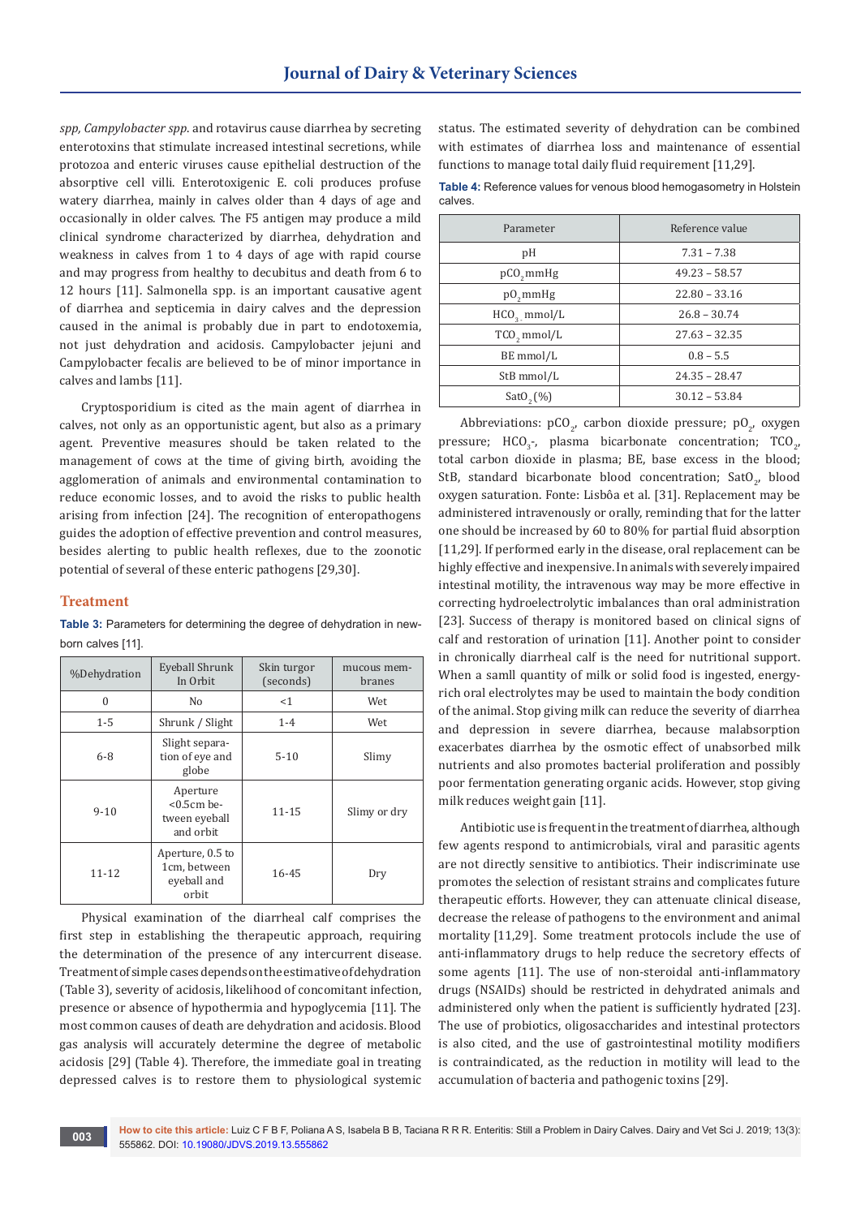*spp, Campylobacter spp.* and rotavirus cause diarrhea by secreting enterotoxins that stimulate increased intestinal secretions, while protozoa and enteric viruses cause epithelial destruction of the absorptive cell villi. Enterotoxigenic E. coli produces profuse watery diarrhea, mainly in calves older than 4 days of age and occasionally in older calves. The F5 antigen may produce a mild clinical syndrome characterized by diarrhea, dehydration and weakness in calves from 1 to 4 days of age with rapid course and may progress from healthy to decubitus and death from 6 to 12 hours [11]. Salmonella spp. is an important causative agent of diarrhea and septicemia in dairy calves and the depression caused in the animal is probably due in part to endotoxemia, not just dehydration and acidosis. Campylobacter jejuni and Campylobacter fecalis are believed to be of minor importance in calves and lambs [11].

Cryptosporidium is cited as the main agent of diarrhea in calves, not only as an opportunistic agent, but also as a primary agent. Preventive measures should be taken related to the management of cows at the time of giving birth, avoiding the agglomeration of animals and environmental contamination to reduce economic losses, and to avoid the risks to public health arising from infection [24]. The recognition of enteropathogens guides the adoption of effective prevention and control measures, besides alerting to public health reflexes, due to the zoonotic potential of several of these enteric pathogens [29,30].

## Treatment

**Table 3:** Parameters for determining the degree of dehydration in newborn calves [11].

| %Dehydration | Eyeball Shrunk In Orbit | Skin turgor (seconds) | mucous membranes |
|---|---|---|---|
| 0 | No | <1 | Wet |
| 1-5 | Shrunk / Slight | 1-4 | Wet |
| 6-8 | Slight separation of eye and globe | 5-10 | Slimy |
| 9-10 | Aperture <0.5cm between eyeball and orbit | 11-15 | Slimy or dry |
| 11-12 | Aperture, 0.5 to 1cm, between eyeball and orbit | 16-45 | Dry |

Physical examination of the diarrheal calf comprises the first step in establishing the therapeutic approach, requiring the determination of the presence of any intercurrent disease. Treatment of simple cases depends on the estimative of dehydration (Table 3), severity of acidosis, likelihood of concomitant infection, presence or absence of hypothermia and hypoglycemia [11]. The most common causes of death are dehydration and acidosis. Blood gas analysis will accurately determine the degree of metabolic acidosis [29] (Table 4). Therefore, the immediate goal in treating depressed calves is to restore them to physiological systemic status. The estimated severity of dehydration can be combined with estimates of diarrhea loss and maintenance of essential functions to manage total daily fluid requirement [11,29].

**Table 4:** Reference values for venous blood hemogasometry in Holstein calves.

| Parameter | Reference value |
|---|---|
| pH | 7.31 – 7.38 |
| $pCO_2$ mmHg | 49.23 – 58.57 |
| $pO_2$ mmHg | 22.80 – 33.16 |
| $HCO_3^-$ mmol/L | 26.8 – 30.74 |
| $TCO_2$ mmol/L | 27.63 – 32.35 |
| BE mmol/L | 0.8 – 5.5 |
| StB mmol/L | 24.35 – 28.47 |
| $SatO_2$ (%) | 30.12 – 53.84 |

Abbreviations: $pCO_2$, carbon dioxide pressure; $pO_2$, oxygen pressure; $HCO_3^-$, plasma bicarbonate concentration; $TCO_2$, total carbon dioxide in plasma; BE, base excess in the blood; StB, standard bicarbonate blood concentration; $SatO_2$, blood oxygen saturation. Fonte: Lisbôa et al. [31]. Replacement may be administered intravenously or orally, reminding that for the latter one should be increased by 60 to 80% for partial fluid absorption [11,29]. If performed early in the disease, oral replacement can be highly effective and inexpensive. In animals with severely impaired intestinal motility, the intravenous way may be more effective in correcting hydroelectrolytic imbalances than oral administration [23]. Success of therapy is monitored based on clinical signs of calf and restoration of urination [11]. Another point to consider in chronically diarrheal calf is the need for nutritional support. When a samll quantity of milk or solid food is ingested, energy-rich oral electrolytes may be used to maintain the body condition of the animal. Stop giving milk can reduce the severity of diarrhea and depression in severe diarrhea, because malabsorption exacerbates diarrhea by the osmotic effect of unabsorbed milk nutrients and also promotes bacterial proliferation and possibly poor fermentation generating organic acids. However, stop giving milk reduces weight gain [11].

Antibiotic use is frequent in the treatment of diarrhea, although few agents respond to antimicrobials, viral and parasitic agents are not directly sensitive to antibiotics. Their indiscriminate use promotes the selection of resistant strains and complicates future therapeutic efforts. However, they can attenuate clinical disease, decrease the release of pathogens to the environment and animal mortality [11,29]. Some treatment protocols include the use of anti-inflammatory drugs to help reduce the secretory effects of some agents [11]. The use of non-steroidal anti-inflammatory drugs (NSAIDs) should be restricted in dehydrated animals and administered only when the patient is sufficiently hydrated [23]. The use of probiotics, oligosaccharides and intestinal protectors is also cited, and the use of gastrointestinal motility modifiers is contraindicated, as the reduction in motility will lead to the accumulation of bacteria and pathogenic toxins [29].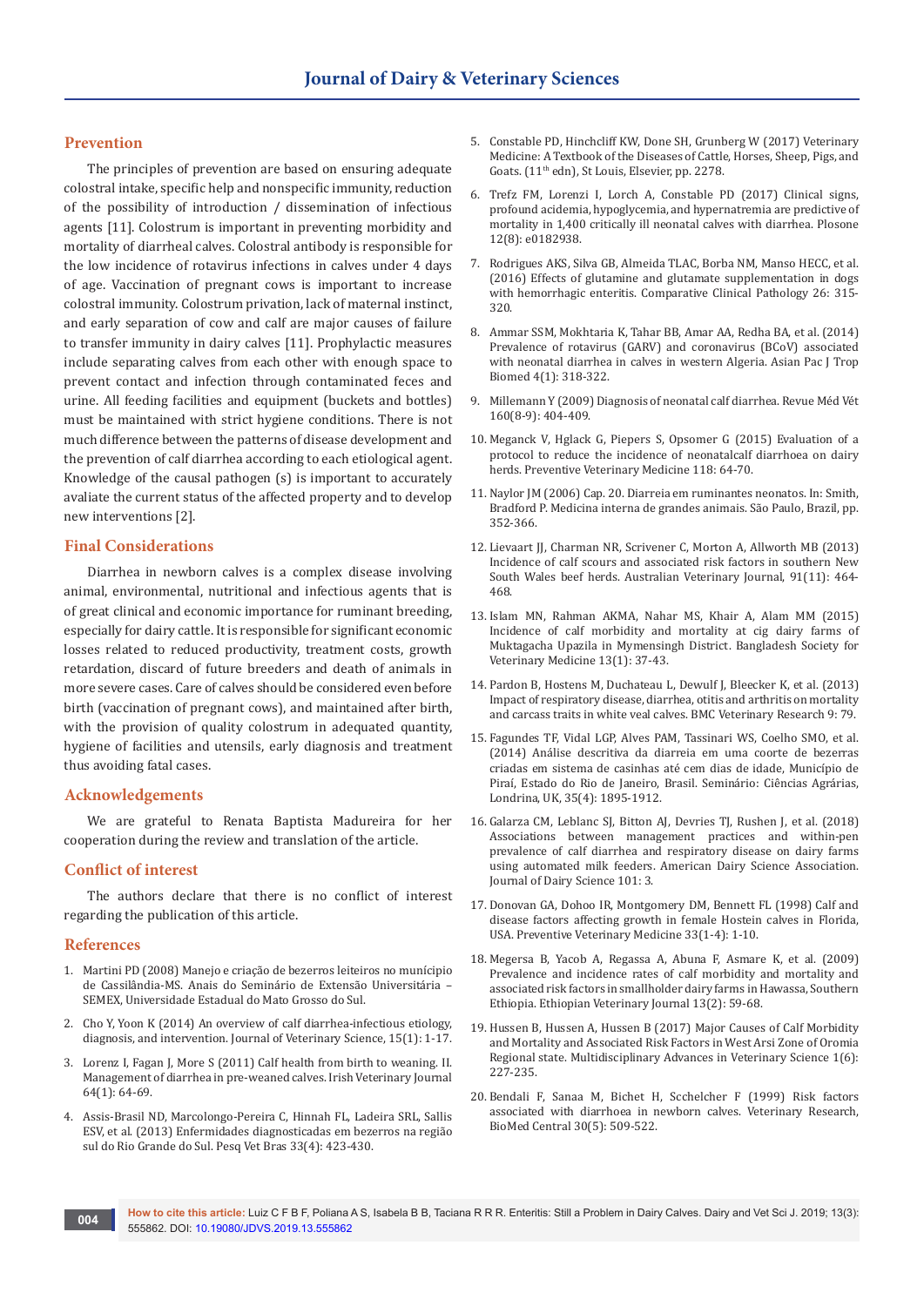## Prevention

The principles of prevention are based on ensuring adequate colostral intake, specific help and nonspecific immunity, reduction of the possibility of introduction / dissemination of infectious agents [11]. Colostrum is important in preventing morbidity and mortality of diarrheal calves. Colostral antibody is responsible for the low incidence of rotavirus infections in calves under 4 days of age. Vaccination of pregnant cows is important to increase colostral immunity. Colostrum privation, lack of maternal instinct, and early separation of cow and calf are major causes of failure to transfer immunity in dairy calves [11]. Prophylactic measures include separating calves from each other with enough space to prevent contact and infection through contaminated feces and urine. All feeding facilities and equipment (buckets and bottles) must be maintained with strict hygiene conditions. There is not much difference between the patterns of disease development and the prevention of calf diarrhea according to each etiological agent. Knowledge of the causal pathogen (s) is important to accurately avaliate the current status of the affected property and to develop new interventions [2].

## Final Considerations

Diarrhea in newborn calves is a complex disease involving animal, environmental, nutritional and infectious agents that is of great clinical and economic importance for ruminant breeding, especially for dairy cattle. It is responsible for significant economic losses related to reduced productivity, treatment costs, growth retardation, discard of future breeders and death of animals in more severe cases. Care of calves should be considered even before birth (vaccination of pregnant cows), and maintained after birth, with the provision of quality colostrum in adequated quantity, hygiene of facilities and utensils, early diagnosis and treatment thus avoiding fatal cases.

## Acknowledgements

We are grateful to Renata Baptista Madureira for her cooperation during the review and translation of the article.

## Conflict of interest

The authors declare that there is no conflict of interest regarding the publication of this article.

## References

1. Martini PD (2008) Manejo e criação de bezerros leiteiros no munícipio de Cassilândia-MS. Anais do Seminário de Extensão Universitária – SEMEX, Universidade Estadual do Mato Grosso do Sul.
2. Cho Y, Yoon K (2014) An overview of calf diarrhea-infectious etiology, diagnosis, and intervention. Journal of Veterinary Science, 15(1): 1-17.
3. Lorenz I, Fagan J, More S (2011) Calf health from birth to weaning. II. Management of diarrhea in pre-weaned calves. Irish Veterinary Journal 64(1): 64-69.
4. Assis-Brasil ND, Marcolongo-Pereira C, Hinnah FL, Ladeira SRL, Sallis ESV, et al. (2013) Enfermidades diagnosticadas em bezerros na região sul do Rio Grande do Sul. Pesq Vet Bras 33(4): 423-430.
5. Constable PD, Hinchcliff KW, Done SH, Grunberg W (2017) Veterinary Medicine: A Textbook of the Diseases of Cattle, Horses, Sheep, Pigs, and Goats. (11th edn), St Louis, Elsevier, pp. 2278.
6. Trefz FM, Lorenzi I, Lorch A, Constable PD (2017) Clinical signs, profound acidemia, hypoglycemia, and hypernatremia are predictive of mortality in 1,400 critically ill neonatal calves with diarrhea. Plosone 12(8): e0182938.
7. Rodrigues AKS, Silva GB, Almeida TLAC, Borba NM, Manso HECC, et al. (2016) Effects of glutamine and glutamate supplementation in dogs with hemorrhagic enteritis. Comparative Clinical Pathology 26: 315-320.
8. Ammar SSM, Mokhtaria K, Tahar BB, Amar AA, Redha BA, et al. (2014) Prevalence of rotavirus (GARV) and coronavirus (BCoV) associated with neonatal diarrhea in calves in western Algeria. Asian Pac J Trop Biomed 4(1): 318-322.
9. Millemann Y (2009) Diagnosis of neonatal calf diarrhea. Revue Méd Vét 160(8-9): 404-409.
10. Meganck V, Hglack G, Piepers S, Opsomer G (2015) Evaluation of a protocol to reduce the incidence of neonatalcalf diarrhoea on dairy herds. Preventive Veterinary Medicine 118: 64-70.
11. Naylor JM (2006) Cap. 20. Diarreia em ruminantes neonatos. In: Smith, Bradford P. Medicina interna de grandes animais. São Paulo, Brazil, pp. 352-366.
12. Lievaart JJ, Charman NR, Scrivener C, Morton A, Allworth MB (2013) Incidence of calf scours and associated risk factors in southern New South Wales beef herds. Australian Veterinary Journal, 91(11): 464-468.
13. Islam MN, Rahman AKMA, Nahar MS, Khair A, Alam MM (2015) Incidence of calf morbidity and mortality at cig dairy farms of Muktagacha Upazila in Mymensingh District. Bangladesh Society for Veterinary Medicine 13(1): 37-43.
14. Pardon B, Hostens M, Duchateau L, Dewulf J, Bleecker K, et al. (2013) Impact of respiratory disease, diarrhea, otitis and arthritis on mortality and carcass traits in white veal calves. BMC Veterinary Research 9: 79.
15. Fagundes TF, Vidal LGP, Alves PAM, Tassinari WS, Coelho SMO, et al. (2014) Análise descritiva da diarreia em uma coorte de bezerras criadas em sistema de casinhas até cem dias de idade, Município de Piraí, Estado do Rio de Janeiro, Brasil. Seminário: Ciências Agrárias, Londrina, UK, 35(4): 1895-1912.
16. Galarza CM, Leblanc SJ, Bitton AJ, Devries TJ, Rushen J, et al. (2018) Associations between management practices and within-pen prevalence of calf diarrhea and respiratory disease on dairy farms using automated milk feeders. American Dairy Science Association. Journal of Dairy Science 101: 3.
17. Donovan GA, Dohoo IR, Montgomery DM, Bennett FL (1998) Calf and disease factors affecting growth in female Hostein calves in Florida, USA. Preventive Veterinary Medicine 33(1-4): 1-10.
18. Megersa B, Yacob A, Regassa A, Abuna F, Asmare K, et al. (2009) Prevalence and incidence rates of calf morbidity and mortality and associated risk factors in smallholder dairy farms in Hawassa, Southern Ethiopia. Ethiopian Veterinary Journal 13(2): 59-68.
19. Hussen B, Hussen A, Hussen B (2017) Major Causes of Calf Morbidity and Mortality and Associated Risk Factors in West Arsi Zone of Oromia Regional state. Multidisciplinary Advances in Veterinary Science 1(6): 227-235.
20. Bendali F, Sanaa M, Bichet H, Scchelcher F (1999) Risk factors associated with diarrhoea in newborn calves. Veterinary Research, BioMed Central 30(5): 509-522.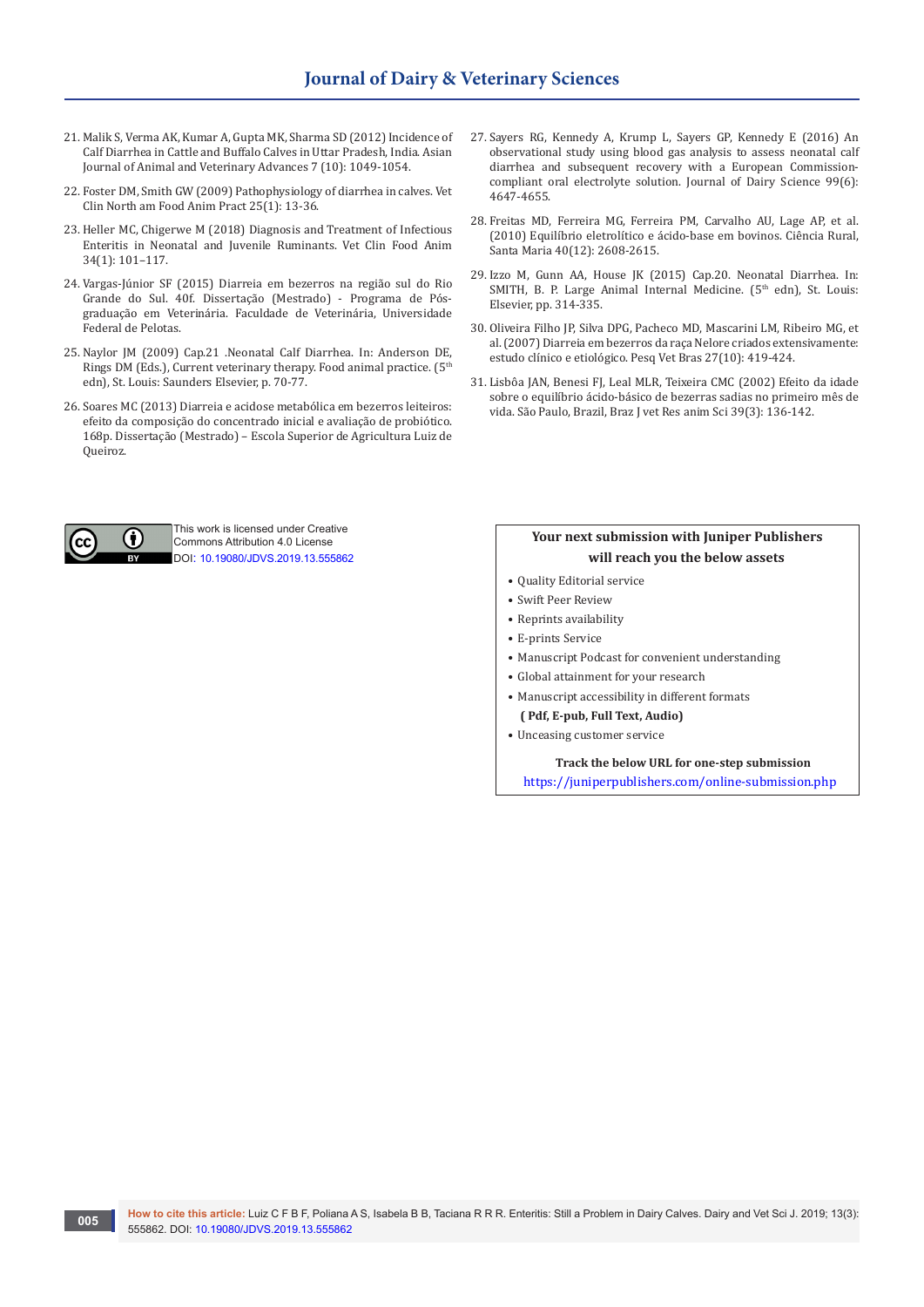21. Malik S, Verma AK, Kumar A, Gupta MK, Sharma SD (2012) Incidence of Calf Diarrhea in Cattle and Buffalo Calves in Uttar Pradesh, India. Asian Journal of Animal and Veterinary Advances 7 (10): 1049-1054.

22. Foster DM, Smith GW (2009) Pathophysiology of diarrhea in calves. Vet Clin North am Food Anim Pract 25(1): 13-36.

23. Heller MC, Chigerwe M (2018) Diagnosis and Treatment of Infectious Enteritis in Neonatal and Juvenile Ruminants. Vet Clin Food Anim 34(1): 101–117.

24. Vargas-Júnior SF (2015) Diarreia em bezerros na região sul do Rio Grande do Sul. 40f. Dissertação (Mestrado) - Programa de Pós-graduação em Veterinária. Faculdade de Veterinária, Universidade Federal de Pelotas.

25. Naylor JM (2009) Cap.21 .Neonatal Calf Diarrhea. In: Anderson DE, Rings DM (Eds.), Current veterinary therapy. Food animal practice. (5th edn), St. Louis: Saunders Elsevier, p. 70-77.

26. Soares MC (2013) Diarreia e acidose metabólica em bezerros leiteiros: efeito da composição do concentrado inicial e avaliação de probiótico. 168p. Dissertação (Mestrado) – Escola Superior de Agricultura Luiz de Queiroz.

27. Sayers RG, Kennedy A, Krump L, Sayers GP, Kennedy E (2016) An observational study using blood gas analysis to assess neonatal calf diarrhea and subsequent recovery with a European Commission-compliant oral electrolyte solution. Journal of Dairy Science 99(6): 4647-4655.

28. Freitas MD, Ferreira MG, Ferreira PM, Carvalho AU, Lage AP, et al. (2010) Equilíbrio eletrolítico e ácido-base em bovinos. Ciência Rural, Santa Maria 40(12): 2608-2615.

29. Izzo M, Gunn AA, House JK (2015) Cap.20. Neonatal Diarrhea. In: SMITH, B. P. Large Animal Internal Medicine. (5th edn), St. Louis: Elsevier, pp. 314-335.

30. Oliveira Filho JP, Silva DPG, Pacheco MD, Mascarini LM, Ribeiro MG, et al. (2007) Diarreia em bezerros da raça Nelore criados extensivamente: estudo clínico e etiológico. Pesq Vet Bras 27(10): 419-424.

31. Lisbôa JAN, Benesi FJ, Leal MLR, Teixeira CMC (2002) Efeito da idade sobre o equilíbrio ácido-básico de bezerras sadias no primeiro mês de vida. São Paulo, Brazil, Braz J vet Res anim Sci 39(3): 136-142.

This work is licensed under Creative Commons Attribution 4.0 License
DOI: 10.19080/JDVS.2019.13.555862

**Your next submission with Juniper Publishers will reach you the below assets**

- Quality Editorial service
- Swift Peer Review
- Reprints availability
- E-prints Service
- Manuscript Podcast for convenient understanding
- Global attainment for your research
- Manuscript accessibility in different formats
  **( Pdf, E-pub, Full Text, Audio)**
- Unceasing customer service

**Track the below URL for one-step submission**
https://juniperpublishers.com/online-submission.php

**How to cite this article:** Luiz C F B F, Poliana A S, Isabela B B, Taciana R R R. Enteritis: Still a Problem in Dairy Calves. Dairy and Vet Sci J. 2019; 13(3): 555862. DOI: 10.19080/JDVS.2019.13.555862